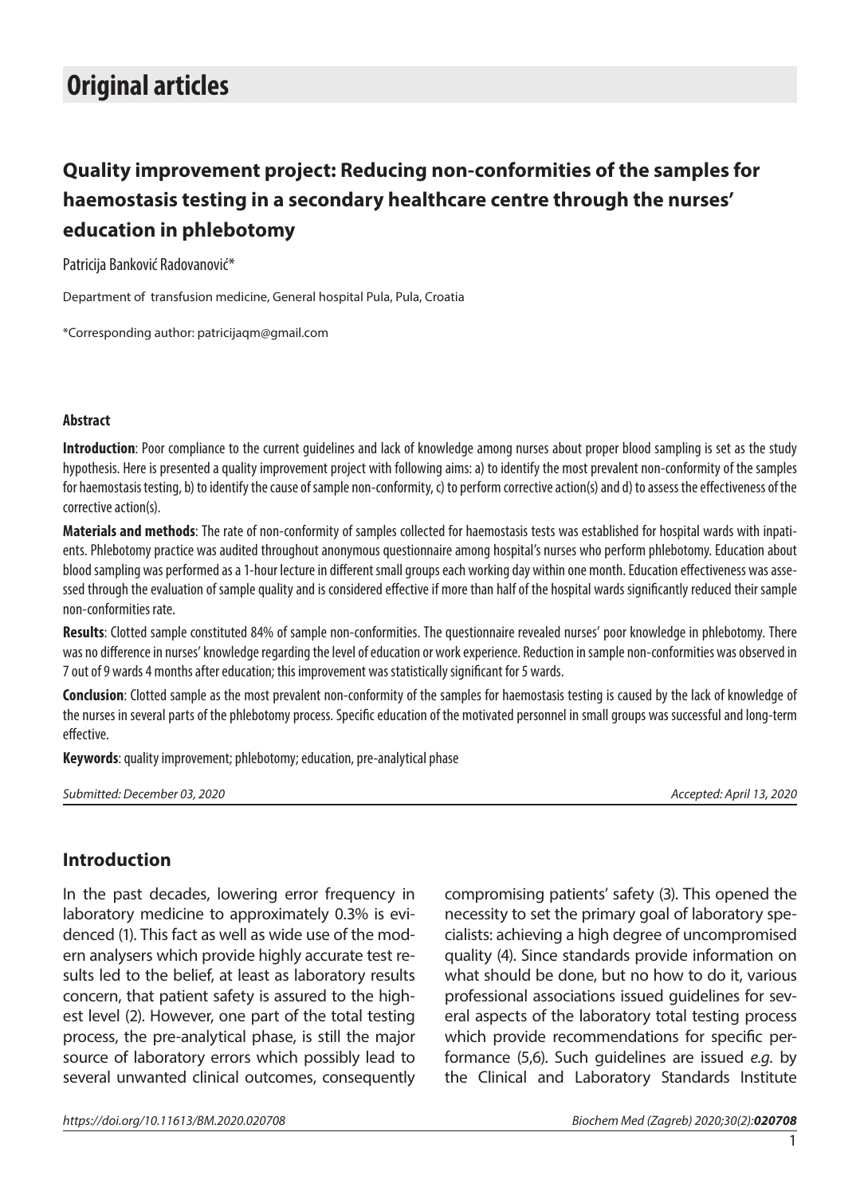# Original articles

## Quality improvement project: Reducing non-conformities of the samples for haemostasis testing in a secondary healthcare centre through the nurses' education in phlebotomy

Patricija Banković Radovanović*

Department of transfusion medicine, General hospital Pula, Pula, Croatia

*Corresponding author: patricijaqm@gmail.com

### Abstract

**Introduction**: Poor compliance to the current guidelines and lack of knowledge among nurses about proper blood sampling is set as the study hypothesis. Here is presented a quality improvement project with following aims: a) to identify the most prevalent non-conformity of the samples for haemostasis testing, b) to identify the cause of sample non-conformity, c) to perform corrective action(s) and d) to assess the effectiveness of the corrective action(s).

**Materials and methods**: The rate of non-conformity of samples collected for haemostasis tests was established for hospital wards with inpatients. Phlebotomy practice was audited throughout anonymous questionnaire among hospital's nurses who perform phlebotomy. Education about blood sampling was performed as a 1-hour lecture in different small groups each working day within one month. Education effectiveness was assessed through the evaluation of sample quality and is considered effective if more than half of the hospital wards significantly reduced their sample non-conformities rate.

**Results**: Clotted sample constituted 84% of sample non-conformities. The questionnaire revealed nurses' poor knowledge in phlebotomy. There was no difference in nurses' knowledge regarding the level of education or work experience. Reduction in sample non-conformities was observed in 7 out of 9 wards 4 months after education; this improvement was statistically significant for 5 wards.

**Conclusion**: Clotted sample as the most prevalent non-conformity of the samples for haemostasis testing is caused by the lack of knowledge of the nurses in several parts of the phlebotomy process. Specific education of the motivated personnel in small groups was successful and long-term effective.

**Keywords**: quality improvement; phlebotomy; education, pre-analytical phase

*Submitted: December 03, 2020* *Accepted: April 13, 2020*

## Introduction

In the past decades, lowering error frequency in laboratory medicine to approximately 0.3% is evidenced (1). This fact as well as wide use of the modern analysers which provide highly accurate test results led to the belief, at least as laboratory results concern, that patient safety is assured to the highest level (2). However, one part of the total testing process, the pre-analytical phase, is still the major source of laboratory errors which possibly lead to several unwanted clinical outcomes, consequently compromising patients' safety (3). This opened the necessity to set the primary goal of laboratory specialists: achieving a high degree of uncompromised quality (4). Since standards provide information on what should be done, but no how to do it, various professional associations issued guidelines for several aspects of the laboratory total testing process which provide recommendations for specific performance (5,6). Such guidelines are issued *e.g.* by the Clinical and Laboratory Standards Institute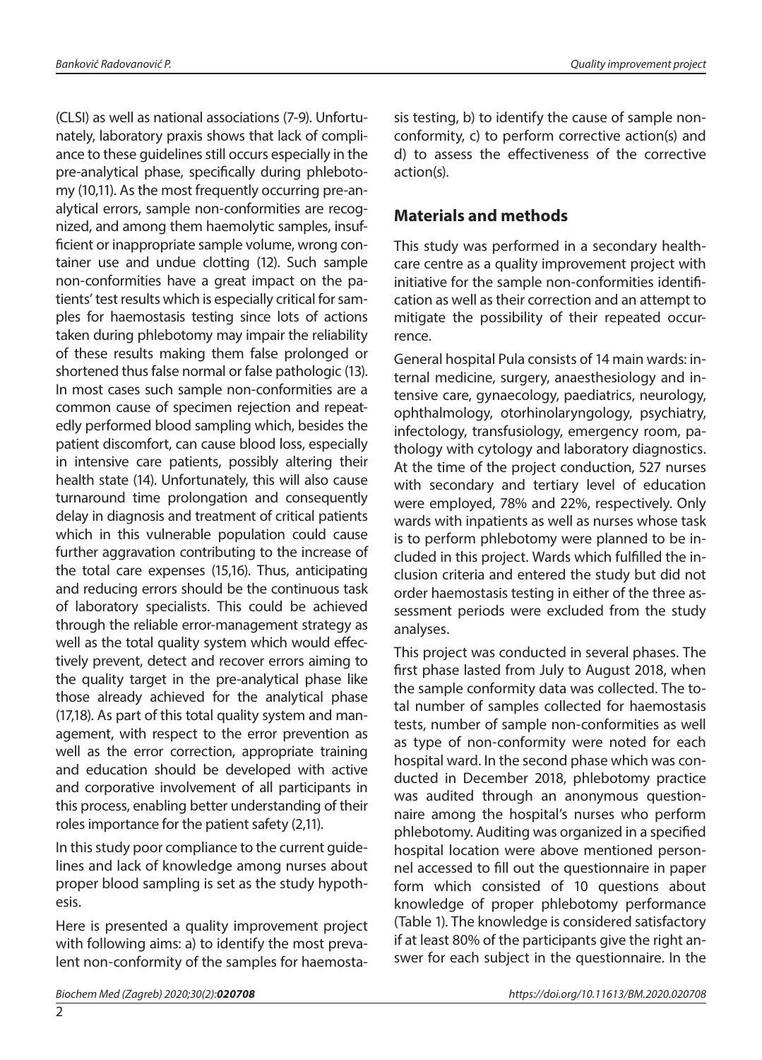(CLSI) as well as national associations (7-9). Unfortunately, laboratory praxis shows that lack of compliance to these guidelines still occurs especially in the pre-analytical phase, specifically during phlebotomy (10,11). As the most frequently occurring pre-analytical errors, sample non-conformities are recognized, and among them haemolytic samples, insufficient or inappropriate sample volume, wrong container use and undue clotting (12). Such sample non-conformities have a great impact on the patients' test results which is especially critical for samples for haemostasis testing since lots of actions taken during phlebotomy may impair the reliability of these results making them false prolonged or shortened thus false normal or false pathologic (13). In most cases such sample non-conformities are a common cause of specimen rejection and repeatedly performed blood sampling which, besides the patient discomfort, can cause blood loss, especially in intensive care patients, possibly altering their health state (14). Unfortunately, this will also cause turnaround time prolongation and consequently delay in diagnosis and treatment of critical patients which in this vulnerable population could cause further aggravation contributing to the increase of the total care expenses (15,16). Thus, anticipating and reducing errors should be the continuous task of laboratory specialists. This could be achieved through the reliable error-management strategy as well as the total quality system which would effectively prevent, detect and recover errors aiming to the quality target in the pre-analytical phase like those already achieved for the analytical phase (17,18). As part of this total quality system and management, with respect to the error prevention as well as the error correction, appropriate training and education should be developed with active and corporative involvement of all participants in this process, enabling better understanding of their roles importance for the patient safety (2,11).

In this study poor compliance to the current guidelines and lack of knowledge among nurses about proper blood sampling is set as the study hypothesis.

Here is presented a quality improvement project with following aims: a) to identify the most prevalent non-conformity of the samples for haemostasis testing, b) to identify the cause of sample non-conformity, c) to perform corrective action(s) and d) to assess the effectiveness of the corrective action(s).

## Materials and methods

This study was performed in a secondary healthcare centre as a quality improvement project with initiative for the sample non-conformities identification as well as their correction and an attempt to mitigate the possibility of their repeated occurrence.

General hospital Pula consists of 14 main wards: internal medicine, surgery, anaesthesiology and intensive care, gynaecology, paediatrics, neurology, ophthalmology, otorhinolaryngology, psychiatry, infectology, transfusiology, emergency room, pathology with cytology and laboratory diagnostics. At the time of the project conduction, 527 nurses with secondary and tertiary level of education were employed, 78% and 22%, respectively. Only wards with inpatients as well as nurses whose task is to perform phlebotomy were planned to be included in this project. Wards which fulfilled the inclusion criteria and entered the study but did not order haemostasis testing in either of the three assessment periods were excluded from the study analyses.

This project was conducted in several phases. The first phase lasted from July to August 2018, when the sample conformity data was collected. The total number of samples collected for haemostasis tests, number of sample non-conformities as well as type of non-conformity were noted for each hospital ward. In the second phase which was conducted in December 2018, phlebotomy practice was audited through an anonymous questionnaire among the hospital's nurses who perform phlebotomy. Auditing was organized in a specified hospital location were above mentioned personnel accessed to fill out the questionnaire in paper form which consisted of 10 questions about knowledge of proper phlebotomy performance (Table 1). The knowledge is considered satisfactory if at least 80% of the participants give the right answer for each subject in the questionnaire. In the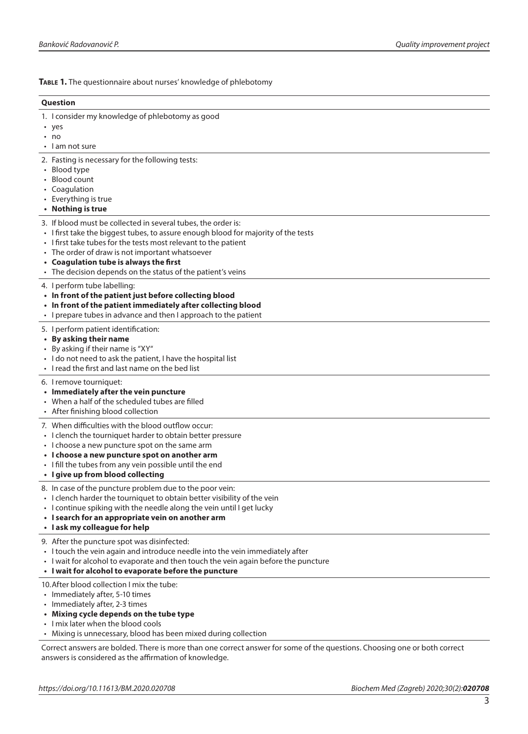**Table 1.** The questionnaire about nurses' knowledge of phlebotomy

| Question |
|---|
| 1. I consider my knowledge of phlebotomy as good<br>• yes<br>• no<br>• I am not sure |
| 2. Fasting is necessary for the following tests:<br>• Blood type<br>• Blood count<br>• Coagulation<br>• Everything is true<br>• **Nothing is true** |
| 3. If blood must be collected in several tubes, the order is:<br>• I first take the biggest tubes, to assure enough blood for majority of the tests<br>• I first take tubes for the tests most relevant to the patient<br>• The order of draw is not important whatsoever<br>• **Coagulation tube is always the first**<br>• The decision depends on the status of the patient's veins |
| 4. I perform tube labelling:<br>• **In front of the patient just before collecting blood**<br>• **In front of the patient immediately after collecting blood**<br>• I prepare tubes in advance and then I approach to the patient |
| 5. I perform patient identification:<br>• **By asking their name**<br>• By asking if their name is "XY"<br>• I do not need to ask the patient, I have the hospital list<br>• I read the first and last name on the bed list |
| 6. I remove tourniquet:<br>• **Immediately after the vein puncture**<br>• When a half of the scheduled tubes are filled<br>• After finishing blood collection |
| 7. When difficulties with the blood outflow occur:<br>• I clench the tourniquet harder to obtain better pressure<br>• I choose a new puncture spot on the same arm<br>• **I choose a new puncture spot on another arm**<br>• I fill the tubes from any vein possible until the end<br>• **I give up from blood collecting** |
| 8. In case of the puncture problem due to the poor vein:<br>• I clench harder the tourniquet to obtain better visibility of the vein<br>• I continue spiking with the needle along the vein until I get lucky<br>• **I search for an appropriate vein on another arm**<br>• **I ask my colleague for help** |
| 9. After the puncture spot was disinfected:<br>• I touch the vein again and introduce needle into the vein immediately after<br>• I wait for alcohol to evaporate and then touch the vein again before the puncture<br>• **I wait for alcohol to evaporate before the puncture** |
| 10. After blood collection I mix the tube:<br>• Immediately after, 5-10 times<br>• Immediately after, 2-3 times<br>• **Mixing cycle depends on the tube type**<br>• I mix later when the blood cools<br>• Mixing is unnecessary, blood has been mixed during collection |

Correct answers are bolded. There is more than one correct answer for some of the questions. Choosing one or both correct answers is considered as the affirmation of knowledge.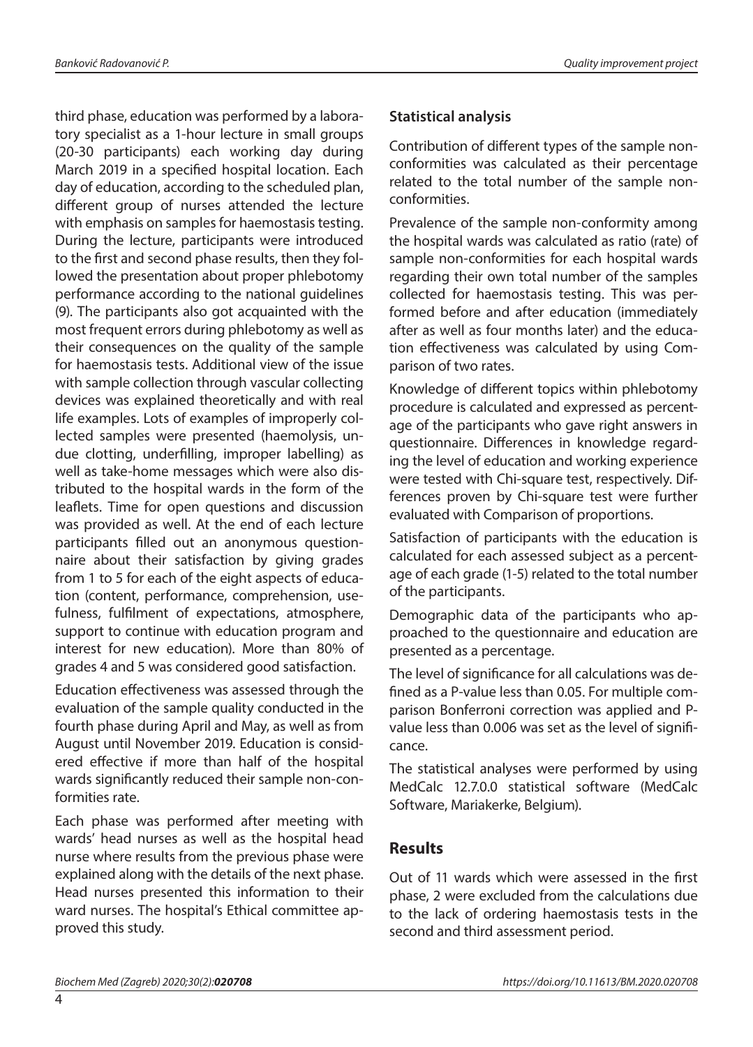third phase, education was performed by a laboratory specialist as a 1-hour lecture in small groups (20-30 participants) each working day during March 2019 in a specified hospital location. Each day of education, according to the scheduled plan, different group of nurses attended the lecture with emphasis on samples for haemostasis testing. During the lecture, participants were introduced to the first and second phase results, then they followed the presentation about proper phlebotomy performance according to the national guidelines (9). The participants also got acquainted with the most frequent errors during phlebotomy as well as their consequences on the quality of the sample for haemostasis tests. Additional view of the issue with sample collection through vascular collecting devices was explained theoretically and with real life examples. Lots of examples of improperly collected samples were presented (haemolysis, undue clotting, underfilling, improper labelling) as well as take-home messages which were also distributed to the hospital wards in the form of the leaflets. Time for open questions and discussion was provided as well. At the end of each lecture participants filled out an anonymous questionnaire about their satisfaction by giving grades from 1 to 5 for each of the eight aspects of education (content, performance, comprehension, usefulness, fulfilment of expectations, atmosphere, support to continue with education program and interest for new education). More than 80% of grades 4 and 5 was considered good satisfaction.

Education effectiveness was assessed through the evaluation of the sample quality conducted in the fourth phase during April and May, as well as from August until November 2019. Education is considered effective if more than half of the hospital wards significantly reduced their sample non-conformities rate.

Each phase was performed after meeting with wards' head nurses as well as the hospital head nurse where results from the previous phase were explained along with the details of the next phase. Head nurses presented this information to their ward nurses. The hospital's Ethical committee approved this study.

### Statistical analysis

Contribution of different types of the sample non-conformities was calculated as their percentage related to the total number of the sample non-conformities.

Prevalence of the sample non-conformity among the hospital wards was calculated as ratio (rate) of sample non-conformities for each hospital wards regarding their own total number of the samples collected for haemostasis testing. This was performed before and after education (immediately after as well as four months later) and the education effectiveness was calculated by using Comparison of two rates.

Knowledge of different topics within phlebotomy procedure is calculated and expressed as percentage of the participants who gave right answers in questionnaire. Differences in knowledge regarding the level of education and working experience were tested with Chi-square test, respectively. Differences proven by Chi-square test were further evaluated with Comparison of proportions.

Satisfaction of participants with the education is calculated for each assessed subject as a percentage of each grade (1-5) related to the total number of the participants.

Demographic data of the participants who approached to the questionnaire and education are presented as a percentage.

The level of significance for all calculations was defined as a P-value less than 0.05. For multiple comparison Bonferroni correction was applied and P-value less than 0.006 was set as the level of significance.

The statistical analyses were performed by using MedCalc 12.7.0.0 statistical software (MedCalc Software, Mariakerke, Belgium).

## Results

Out of 11 wards which were assessed in the first phase, 2 were excluded from the calculations due to the lack of ordering haemostasis tests in the second and third assessment period.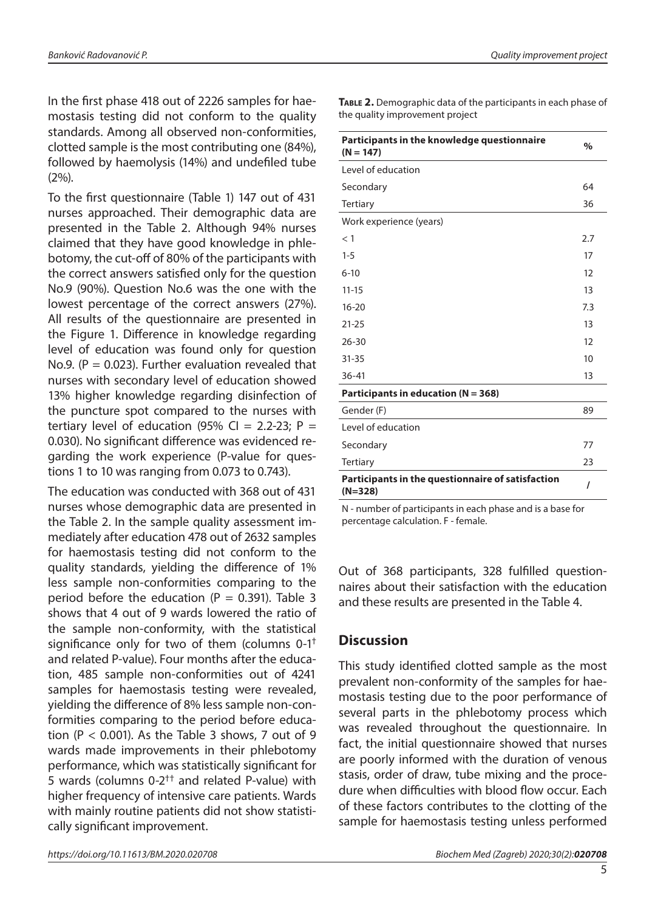In the first phase 418 out of 2226 samples for haemostasis testing did not conform to the quality standards. Among all observed non-conformities, clotted sample is the most contributing one (84%), followed by haemolysis (14%) and undefiled tube (2%).

To the first questionnaire (Table 1) 147 out of 431 nurses approached. Their demographic data are presented in the Table 2. Although 94% nurses claimed that they have good knowledge in phlebotomy, the cut-off of 80% of the participants with the correct answers satisfied only for the question No.9 (90%). Question No.6 was the one with the lowest percentage of the correct answers (27%). All results of the questionnaire are presented in the Figure 1. Difference in knowledge regarding level of education was found only for question No.9. (P = 0.023). Further evaluation revealed that nurses with secondary level of education showed 13% higher knowledge regarding disinfection of the puncture spot compared to the nurses with tertiary level of education (95% CI = 2.2-23; P = 0.030). No significant difference was evidenced regarding the work experience (P-value for questions 1 to 10 was ranging from 0.073 to 0.743).

The education was conducted with 368 out of 431 nurses whose demographic data are presented in the Table 2. In the sample quality assessment immediately after education 478 out of 2632 samples for haemostasis testing did not conform to the quality standards, yielding the difference of 1% less sample non-conformities comparing to the period before the education (P = 0.391). Table 3 shows that 4 out of 9 wards lowered the ratio of the sample non-conformity, with the statistical significance only for two of them (columns 0-1[†] and related P-value). Four months after the education, 485 sample non-conformities out of 4241 samples for haemostasis testing were revealed, yielding the difference of 8% less sample non-conformities comparing to the period before education (P < 0.001). As the Table 3 shows, 7 out of 9 wards made improvements in their phlebotomy performance, which was statistically significant for 5 wards (columns 0-2[††] and related P-value) with higher frequency of intensive care patients. Wards with mainly routine patients did not show statistically significant improvement.

**Table 2.** Demographic data of the participants in each phase of the quality improvement project

| **Participants in the knowledge questionnaire (N = 147)** | **%** |
|---|---|
| Level of education | |
| Secondary | 64 |
| Tertiary | 36 |
| Work experience (years) | |
| < 1 | 2.7 |
| 1-5 | 17 |
| 6-10 | 12 |
| 11-15 | 13 |
| 16-20 | 7.3 |
| 21-25 | 13 |
| 26-30 | 12 |
| 31-35 | 10 |
| 36-41 | 13 |
| **Participants in education (N = 368)** | |
| Gender (F) | 89 |
| Level of education | |
| Secondary | 77 |
| Tertiary | 23 |
| **Participants in the questionnaire of satisfaction (N=328)** | / |

N - number of participants in each phase and is a base for percentage calculation. F - female.

Out of 368 participants, 328 fulfilled questionnaires about their satisfaction with the education and these results are presented in the Table 4.

## Discussion

This study identified clotted sample as the most prevalent non-conformity of the samples for haemostasis testing due to the poor performance of several parts in the phlebotomy process which was revealed throughout the questionnaire. In fact, the initial questionnaire showed that nurses are poorly informed with the duration of venous stasis, order of draw, tube mixing and the procedure when difficulties with blood flow occur. Each of these factors contributes to the clotting of the sample for haemostasis testing unless performed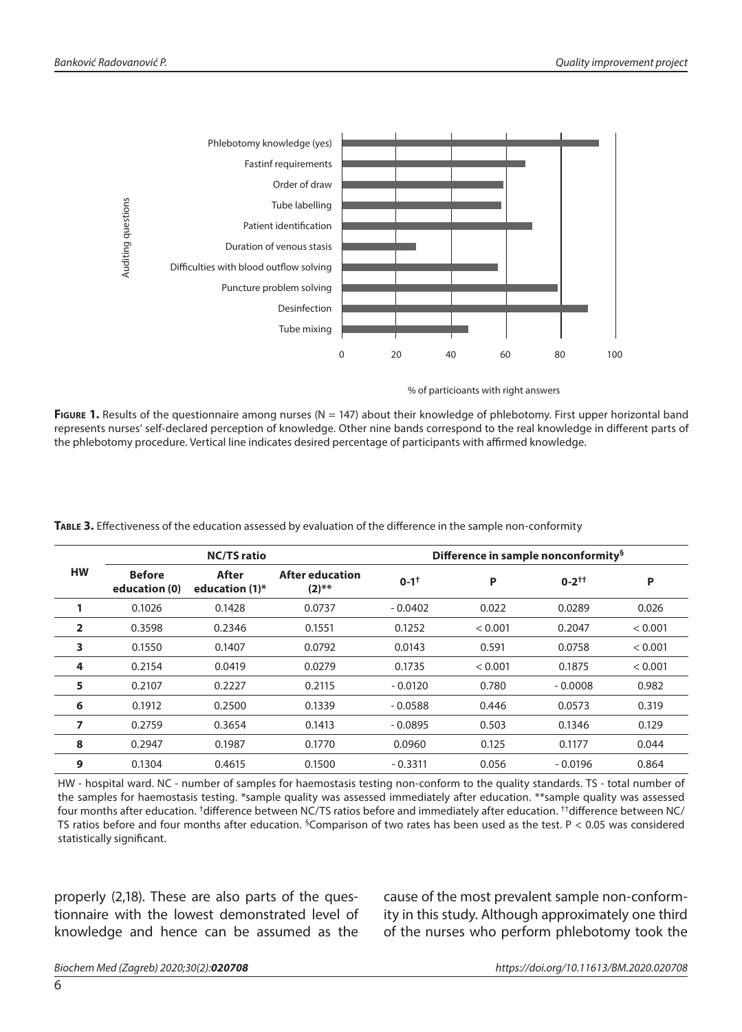**Figure 1.** Results of the questionnaire among nurses (N = 147) about their knowledge of phlebotomy. First upper horizontal band represents nurses' self-declared perception of knowledge. Other nine bands correspond to the real knowledge in different parts of the phlebotomy procedure. Vertical line indicates desired percentage of participants with affirmed knowledge.

**Table 3.** Effectiveness of the education assessed by evaluation of the difference in the sample non-conformity

| HW | NC/TS ratio | | | Difference in sample nonconformity[§] | | | |
|---|---|---|---|---|---|---|---|
| | Before education (0) | After education (1)* | After education (2)** | 0-1[†] | P | 0-2[††] | P |
| 1 | 0.1026 | 0.1428 | 0.0737 | - 0.0402 | 0.022 | 0.0289 | 0.026 |
| 2 | 0.3598 | 0.2346 | 0.1551 | 0.1252 | < 0.001 | 0.2047 | < 0.001 |
| 3 | 0.1550 | 0.1407 | 0.0792 | 0.0143 | 0.591 | 0.0758 | < 0.001 |
| 4 | 0.2154 | 0.0419 | 0.0279 | 0.1735 | < 0.001 | 0.1875 | < 0.001 |
| 5 | 0.2107 | 0.2227 | 0.2115 | - 0.0120 | 0.780 | - 0.0008 | 0.982 |
| 6 | 0.1912 | 0.2500 | 0.1339 | - 0.0588 | 0.446 | 0.0573 | 0.319 |
| 7 | 0.2759 | 0.3654 | 0.1413 | - 0.0895 | 0.503 | 0.1346 | 0.129 |
| 8 | 0.2947 | 0.1987 | 0.1770 | 0.0960 | 0.125 | 0.1177 | 0.044 |
| 9 | 0.1304 | 0.4615 | 0.1500 | - 0.3311 | 0.056 | - 0.0196 | 0.864 |

HW - hospital ward. NC - number of samples for haemostasis testing non-conform to the quality standards. TS - total number of the samples for haemostasis testing. *sample quality was assessed immediately after education. **sample quality was assessed four months after education. [†]difference between NC/TS ratios before and immediately after education. [††]difference between NC/TS ratios before and four months after education. [§]Comparison of two rates has been used as the test. P < 0.05 was considered statistically significant.

properly (2,18). These are also parts of the questionnaire with the lowest demonstrated level of knowledge and hence can be assumed as the cause of the most prevalent sample non-conformity in this study. Although approximately one third of the nurses who perform phlebotomy took the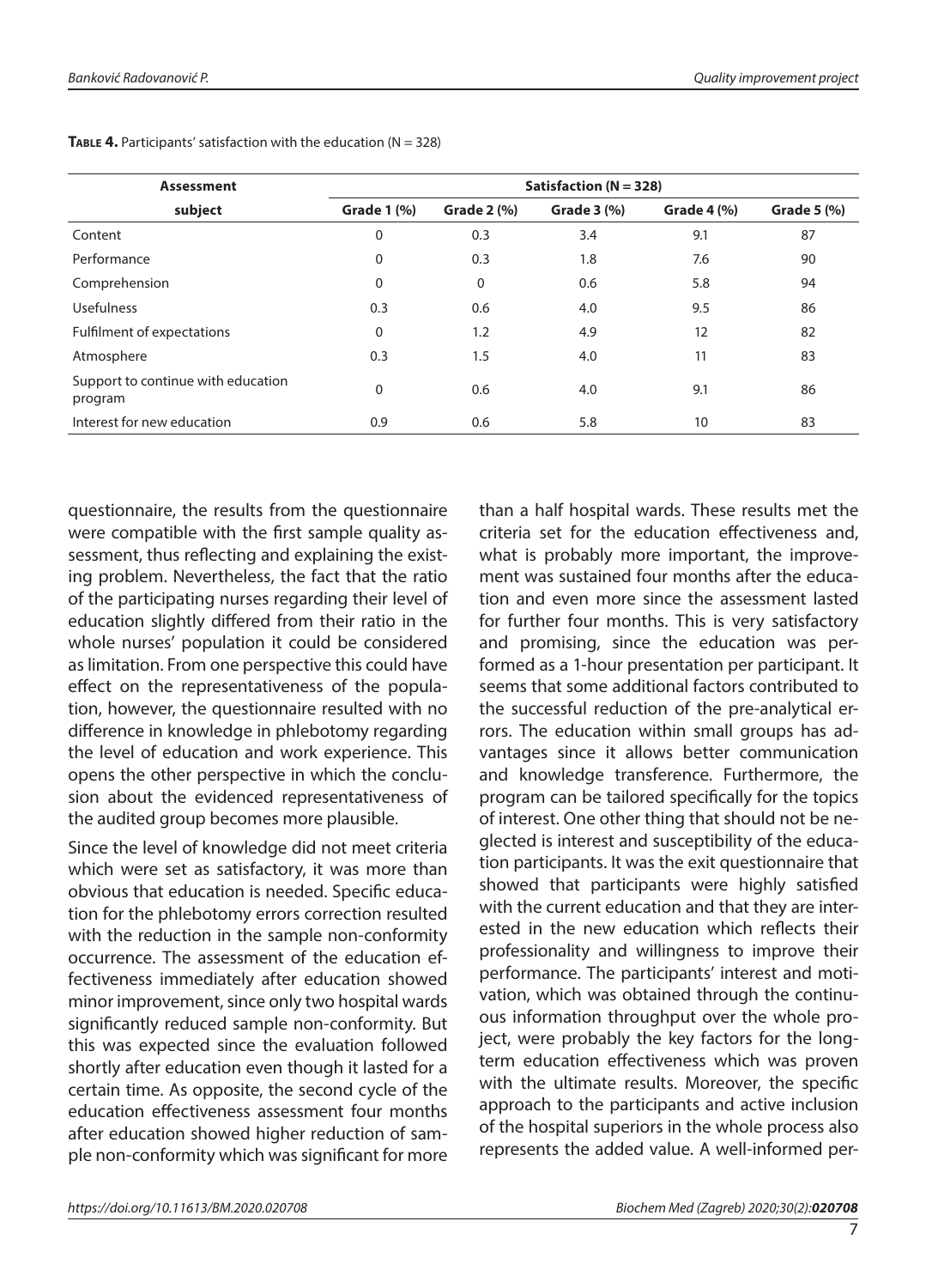**Table 4.** Participants' satisfaction with the education (N = 328)

| Assessment subject | Satisfaction (N = 328) | | | | |
|---|---|---|---|---|---|
| | Grade 1 (%) | Grade 2 (%) | Grade 3 (%) | Grade 4 (%) | Grade 5 (%) |
| Content | 0 | 0.3 | 3.4 | 9.1 | 87 |
| Performance | 0 | 0.3 | 1.8 | 7.6 | 90 |
| Comprehension | 0 | 0 | 0.6 | 5.8 | 94 |
| Usefulness | 0.3 | 0.6 | 4.0 | 9.5 | 86 |
| Fulfilment of expectations | 0 | 1.2 | 4.9 | 12 | 82 |
| Atmosphere | 0.3 | 1.5 | 4.0 | 11 | 83 |
| Support to continue with education program | 0 | 0.6 | 4.0 | 9.1 | 86 |
| Interest for new education | 0.9 | 0.6 | 5.8 | 10 | 83 |

questionnaire, the results from the questionnaire were compatible with the first sample quality assessment, thus reflecting and explaining the existing problem. Nevertheless, the fact that the ratio of the participating nurses regarding their level of education slightly differed from their ratio in the whole nurses' population it could be considered as limitation. From one perspective this could have effect on the representativeness of the population, however, the questionnaire resulted with no difference in knowledge in phlebotomy regarding the level of education and work experience. This opens the other perspective in which the conclusion about the evidenced representativeness of the audited group becomes more plausible.

Since the level of knowledge did not meet criteria which were set as satisfactory, it was more than obvious that education is needed. Specific education for the phlebotomy errors correction resulted with the reduction in the sample non-conformity occurrence. The assessment of the education effectiveness immediately after education showed minor improvement, since only two hospital wards significantly reduced sample non-conformity. But this was expected since the evaluation followed shortly after education even though it lasted for a certain time. As opposite, the second cycle of the education effectiveness assessment four months after education showed higher reduction of sample non-conformity which was significant for more than a half hospital wards. These results met the criteria set for the education effectiveness and, what is probably more important, the improvement was sustained four months after the education and even more since the assessment lasted for further four months. This is very satisfactory and promising, since the education was performed as a 1-hour presentation per participant. It seems that some additional factors contributed to the successful reduction of the pre-analytical errors. The education within small groups has advantages since it allows better communication and knowledge transference. Furthermore, the program can be tailored specifically for the topics of interest. One other thing that should not be neglected is interest and susceptibility of the education participants. It was the exit questionnaire that showed that participants were highly satisfied with the current education and that they are interested in the new education which reflects their professionality and willingness to improve their performance. The participants' interest and motivation, which was obtained through the continuous information throughput over the whole project, were probably the key factors for the long-term education effectiveness which was proven with the ultimate results. Moreover, the specific approach to the participants and active inclusion of the hospital superiors in the whole process also represents the added value. A well-informed per-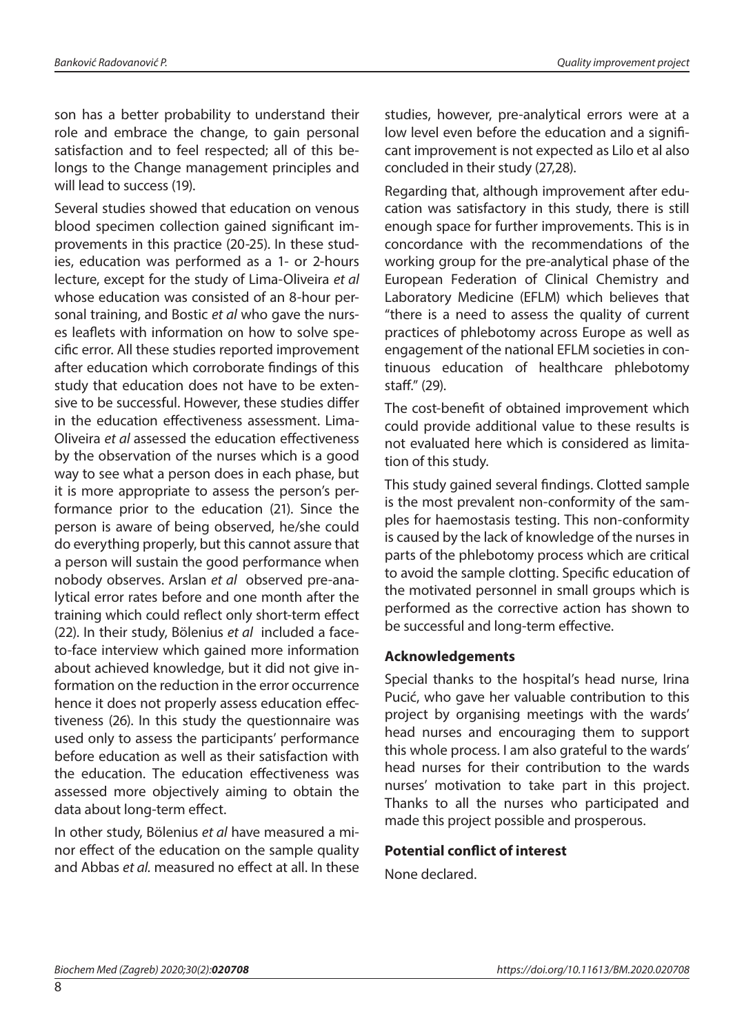son has a better probability to understand their role and embrace the change, to gain personal satisfaction and to feel respected; all of this belongs to the Change management principles and will lead to success (19).

Several studies showed that education on venous blood specimen collection gained significant improvements in this practice (20-25). In these studies, education was performed as a 1- or 2-hours lecture, except for the study of Lima-Oliveira *et al* whose education was consisted of an 8-hour personal training, and Bostic *et al* who gave the nurses leaflets with information on how to solve specific error. All these studies reported improvement after education which corroborate findings of this study that education does not have to be extensive to be successful. However, these studies differ in the education effectiveness assessment. Lima-Oliveira *et al* assessed the education effectiveness by the observation of the nurses which is a good way to see what a person does in each phase, but it is more appropriate to assess the person's performance prior to the education (21). Since the person is aware of being observed, he/she could do everything properly, but this cannot assure that a person will sustain the good performance when nobody observes. Arslan *et al* observed pre-analytical error rates before and one month after the training which could reflect only short-term effect (22). In their study, Bölenius *et al* included a face-to-face interview which gained more information about achieved knowledge, but it did not give information on the reduction in the error occurrence hence it does not properly assess education effectiveness (26). In this study the questionnaire was used only to assess the participants' performance before education as well as their satisfaction with the education. The education effectiveness was assessed more objectively aiming to obtain the data about long-term effect.

In other study, Bölenius *et al* have measured a minor effect of the education on the sample quality and Abbas *et al.* measured no effect at all. In these studies, however, pre-analytical errors were at a low level even before the education and a significant improvement is not expected as Lilo et al also concluded in their study (27,28).

Regarding that, although improvement after education was satisfactory in this study, there is still enough space for further improvements. This is in concordance with the recommendations of the working group for the pre-analytical phase of the European Federation of Clinical Chemistry and Laboratory Medicine (EFLM) which believes that "there is a need to assess the quality of current practices of phlebotomy across Europe as well as engagement of the national EFLM societies in continuous education of healthcare phlebotomy staff." (29).

The cost-benefit of obtained improvement which could provide additional value to these results is not evaluated here which is considered as limitation of this study.

This study gained several findings. Clotted sample is the most prevalent non-conformity of the samples for haemostasis testing. This non-conformity is caused by the lack of knowledge of the nurses in parts of the phlebotomy process which are critical to avoid the sample clotting. Specific education of the motivated personnel in small groups which is performed as the corrective action has shown to be successful and long-term effective.

## Acknowledgements

Special thanks to the hospital's head nurse, Irina Pucić, who gave her valuable contribution to this project by organising meetings with the wards' head nurses and encouraging them to support this whole process. I am also grateful to the wards' head nurses for their contribution to the wards nurses' motivation to take part in this project. Thanks to all the nurses who participated and made this project possible and prosperous.

## Potential conflict of interest

None declared.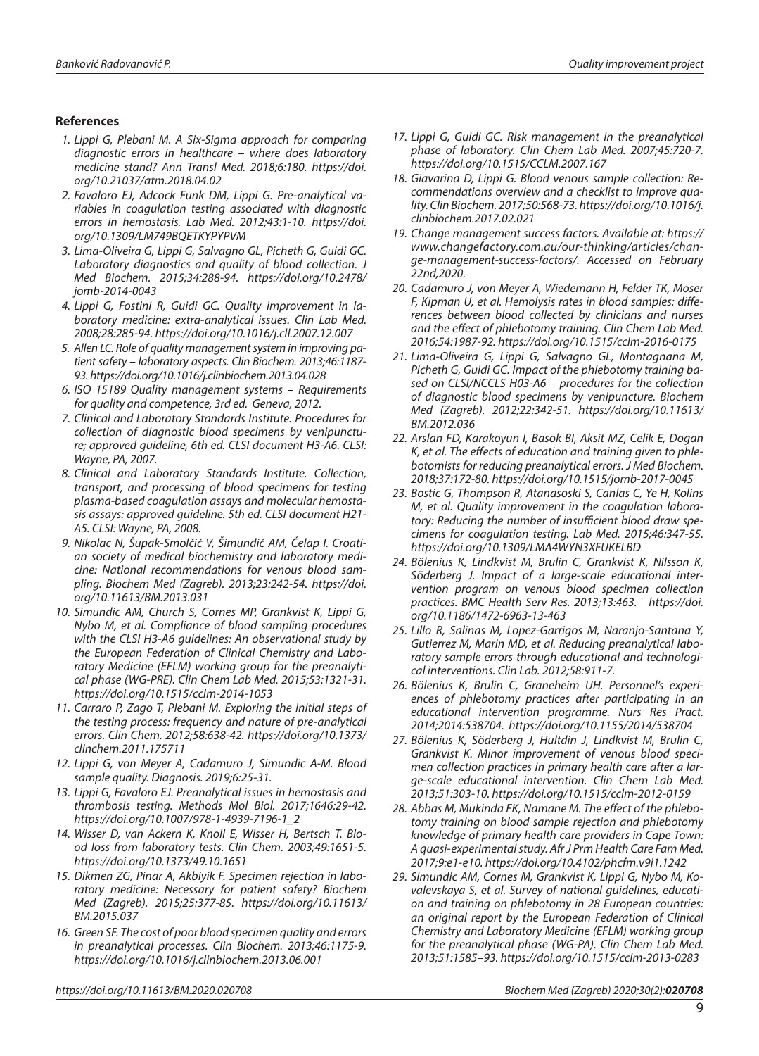## References

1. Lippi G, Plebani M. A Six-Sigma approach for comparing diagnostic errors in healthcare – where does laboratory medicine stand? Ann Transl Med. 2018;6:180. https://doi.org/10.21037/atm.2018.04.02
2. Favaloro EJ, Adcock Funk DM, Lippi G. Pre-analytical variables in coagulation testing associated with diagnostic errors in hemostasis. Lab Med. 2012;43:1-10. https://doi.org/10.1309/LM749BQETKYPYPVM
3. Lima-Oliveira G, Lippi G, Salvagno GL, Picheth G, Guidi GC. Laboratory diagnostics and quality of blood collection. J Med Biochem. 2015;34:288-94. https://doi.org/10.2478/jomb-2014-0043
4. Lippi G, Fostini R, Guidi GC. Quality improvement in laboratory medicine: extra-analytical issues. Clin Lab Med. 2008;28:285-94. https://doi.org/10.1016/j.cll.2007.12.007
5. Allen LC. Role of quality management system in improving patient safety – laboratory aspects. Clin Biochem. 2013;46:1187-93. https://doi.org/10.1016/j.clinbiochem.2013.04.028
6. ISO 15189 Quality management systems – Requirements for quality and competence, 3rd ed. Geneva, 2012.
7. Clinical and Laboratory Standards Institute. Procedures for collection of diagnostic blood specimens by venipuncture; approved guideline, 6th ed. CLSI document H3-A6. CLSI: Wayne, PA, 2007.
8. Clinical and Laboratory Standards Institute. Collection, transport, and processing of blood specimens for testing plasma-based coagulation assays and molecular hemostasis assays: approved guideline. 5th ed. CLSI document H21-A5. CLSI: Wayne, PA, 2008.
9. Nikolac N, Šupak-Smolčić V, Šimundić AM, Ćelap I. Croatian society of medical biochemistry and laboratory medicine: National recommendations for venous blood sampling. Biochem Med (Zagreb). 2013;23:242-54. https://doi.org/10.11613/BM.2013.031
10. Simundic AM, Church S, Cornes MP, Grankvist K, Lippi G, Nybo M, et al. Compliance of blood sampling procedures with the CLSI H3-A6 guidelines: An observational study by the European Federation of Clinical Chemistry and Laboratory Medicine (EFLM) working group for the preanalytical phase (WG-PRE). Clin Chem Lab Med. 2015;53:1321-31. https://doi.org/10.1515/cclm-2014-1053
11. Carraro P, Zago T, Plebani M. Exploring the initial steps of the testing process: frequency and nature of pre-analytical errors. Clin Chem. 2012;58:638-42. https://doi.org/10.1373/clinchem.2011.175711
12. Lippi G, von Meyer A, Cadamuro J, Simundic A-M. Blood sample quality. Diagnosis. 2019;6:25-31.
13. Lippi G, Favaloro EJ. Preanalytical issues in hemostasis and thrombosis testing. Methods Mol Biol. 2017;1646:29-42. https://doi.org/10.1007/978-1-4939-7196-1_2
14. Wisser D, van Ackern K, Knoll E, Wisser H, Bertsch T. Blood loss from laboratory tests. Clin Chem. 2003;49:1651-5. https://doi.org/10.1373/49.10.1651
15. Dikmen ZG, Pinar A, Akbiyik F. Specimen rejection in laboratory medicine: Necessary for patient safety? Biochem Med (Zagreb). 2015;25:377-85. https://doi.org/10.11613/BM.2015.037
16. Green SF. The cost of poor blood specimen quality and errors in preanalytical processes. Clin Biochem. 2013;46:1175-9. https://doi.org/10.1016/j.clinbiochem.2013.06.001
17. Lippi G, Guidi GC. Risk management in the preanalytical phase of laboratory. Clin Chem Lab Med. 2007;45:720-7. https://doi.org/10.1515/CCLM.2007.167
18. Giavarina D, Lippi G. Blood venous sample collection: Recommendations overview and a checklist to improve quality. Clin Biochem. 2017;50:568-73. https://doi.org/10.1016/j.clinbiochem.2017.02.021
19. Change management success factors. Available at: https://www.changefactory.com.au/our-thinking/articles/change-management-success-factors/. Accessed on February 22nd,2020.
20. Cadamuro J, von Meyer A, Wiedemann H, Felder TK, Moser F, Kipman U, et al. Hemolysis rates in blood samples: differences between blood collected by clinicians and nurses and the effect of phlebotomy training. Clin Chem Lab Med. 2016;54:1987-92. https://doi.org/10.1515/cclm-2016-0175
21. Lima-Oliveira G, Lippi G, Salvagno GL, Montagnana M, Picheth G, Guidi GC. Impact of the phlebotomy training based on CLSI/NCCLS H03-A6 – procedures for the collection of diagnostic blood specimens by venipuncture. Biochem Med (Zagreb). 2012;22:342-51. https://doi.org/10.11613/BM.2012.036
22. Arslan FD, Karakoyun I, Basok BI, Aksit MZ, Celik E, Dogan K, et al. The effects of education and training given to phlebotomists for reducing preanalytical errors. J Med Biochem. 2018;37:172-80. https://doi.org/10.1515/jomb-2017-0045
23. Bostic G, Thompson R, Atanasoski S, Canlas C, Ye H, Kolins M, et al. Quality improvement in the coagulation laboratory: Reducing the number of insufficient blood draw specimens for coagulation testing. Lab Med. 2015;46:347-55. https://doi.org/10.1309/LMA4WYN3XFUKELBD
24. Bölenius K, Lindkvist M, Brulin C, Grankvist K, Nilsson K, Söderberg J. Impact of a large-scale educational intervention program on venous blood specimen collection practices. BMC Health Serv Res. 2013;13:463. https://doi.org/10.1186/1472-6963-13-463
25. Lillo R, Salinas M, Lopez-Garrigos M, Naranjo-Santana Y, Gutierrez M, Marin MD, et al. Reducing preanalytical laboratory sample errors through educational and technological interventions. Clin Lab. 2012;58:911-7.
26. Bölenius K, Brulin C, Graneheim UH. Personnel's experiences of phlebotomy practices after participating in an educational intervention programme. Nurs Res Pract. 2014;2014:538704. https://doi.org/10.1155/2014/538704
27. Bölenius K, Söderberg J, Hultdin J, Lindkvist M, Brulin C, Grankvist K. Minor improvement of venous blood specimen collection practices in primary health care after a large-scale educational intervention. Clin Chem Lab Med. 2013;51:303-10. https://doi.org/10.1515/cclm-2012-0159
28. Abbas M, Mukinda FK, Namane M. The effect of the phlebotomy training on blood sample rejection and phlebotomy knowledge of primary health care providers in Cape Town: A quasi-experimental study. Afr J Prm Health Care Fam Med. 2017;9:e1-e10. https://doi.org/10.4102/phcfm.v9i1.1242
29. Simundic AM, Cornes M, Grankvist K, Lippi G, Nybo M, Kovalevskaya S, et al. Survey of national guidelines, education and training on phlebotomy in 28 European countries: an original report by the European Federation of Clinical Chemistry and Laboratory Medicine (EFLM) working group for the preanalytical phase (WG-PA). Clin Chem Lab Med. 2013;51:1585–93. https://doi.org/10.1515/cclm-2013-0283